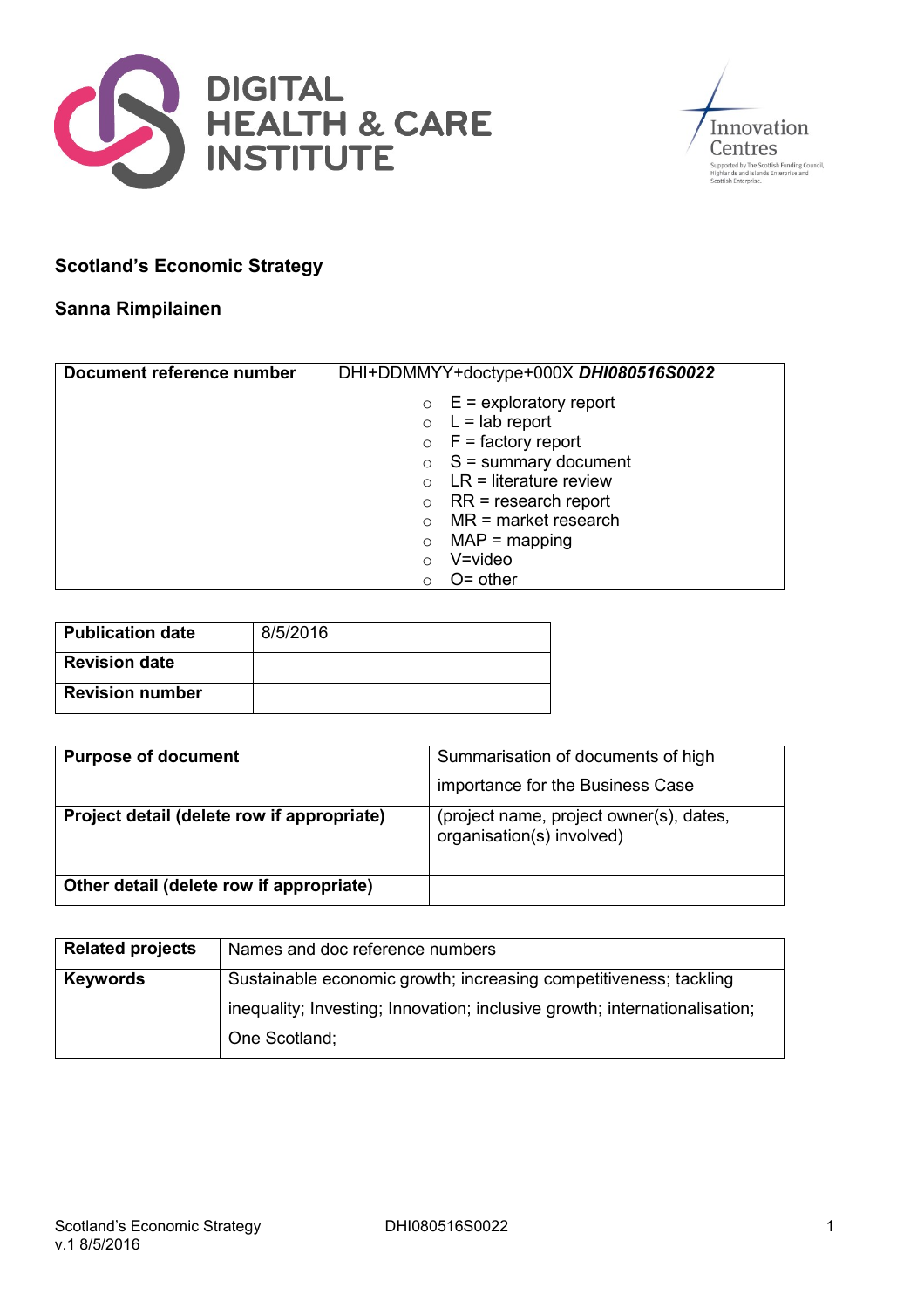DIGITAL HEALTH & CARE INSTITUTE

Innovation Centres

Supported by The Scottish Funding Council, Highlands and Islands Enterprise and Scottish Enterprise.

**Scotland's Economic Strategy**

**Sanna Rimpilainen**

| **Document reference number** | DHI+DDMMYY+doctype+000X ***DHI080516S0022*** <br> ○ E = exploratory report <br> ○ L = lab report <br> ○ F = factory report <br> ○ S = summary document <br> ○ LR = literature review <br> ○ RR = research report <br> ○ MR = market research <br> ○ MAP = mapping <br> ○ V=video <br> ○ O= other |
|---|---|

| **Publication date** | 8/5/2016 |
|---|---|
| **Revision date** | |
| **Revision number** | |

| **Purpose of document** | Summarisation of documents of high importance for the Business Case |
|---|---|
| **Project detail (delete row if appropriate)** | (project name, project owner(s), dates, organisation(s) involved) |
| **Other detail (delete row if appropriate)** | |

| **Related projects** | Names and doc reference numbers |
|---|---|
| **Keywords** | Sustainable economic growth; increasing competitiveness; tackling inequality; Investing; Innovation; inclusive growth; internationalisation; One Scotland; |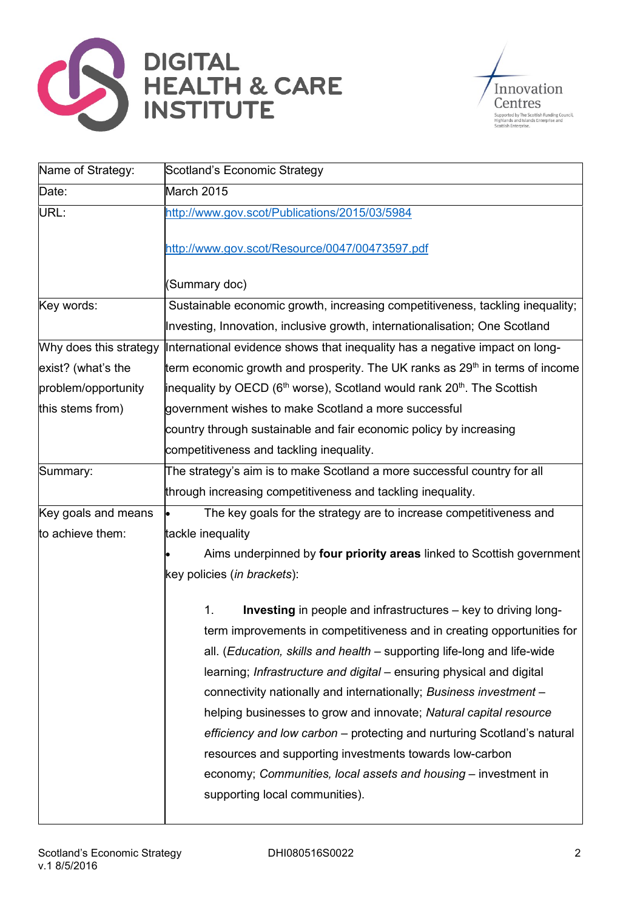| Name of Strategy: | Scotland's Economic Strategy |
|---|---|
| Date: | March 2015 |
| URL: | http://www.gov.scot/Publications/2015/03/5984<br><br>http://www.gov.scot/Resource/0047/00473597.pdf<br><br>(Summary doc) |
| Key words: | Sustainable economic growth, increasing competitiveness, tackling inequality; Investing, Innovation, inclusive growth, internationalisation; One Scotland |
| Why does this strategy exist? (what's the problem/opportunity this stems from) | International evidence shows that inequality has a negative impact on long-term economic growth and prosperity. The UK ranks as 29th in terms of income inequality by OECD (6th worse), Scotland would rank 20th. The Scottish government wishes to make Scotland a more successful country through sustainable and fair economic policy by increasing competitiveness and tackling inequality. |
| Summary: | The strategy's aim is to make Scotland a more successful country for all through increasing competitiveness and tackling inequality. |
| Key goals and means to achieve them: | • The key goals for the strategy are to increase competitiveness and tackle inequality<br>• Aims underpinned by **four priority areas** linked to Scottish government key policies (*in brackets*):<br><br>1. **Investing** in people and infrastructures – key to driving long-term improvements in competitiveness and in creating opportunities for all. (*Education, skills and health* – supporting life-long and life-wide learning; *Infrastructure and digital* – ensuring physical and digital connectivity nationally and internationally; *Business investment* – helping businesses to grow and innovate; *Natural capital resource efficiency and low carbon* – protecting and nurturing Scotland's natural resources and supporting investments towards low-carbon economy; *Communities, local assets and housing* – investment in supporting local communities). |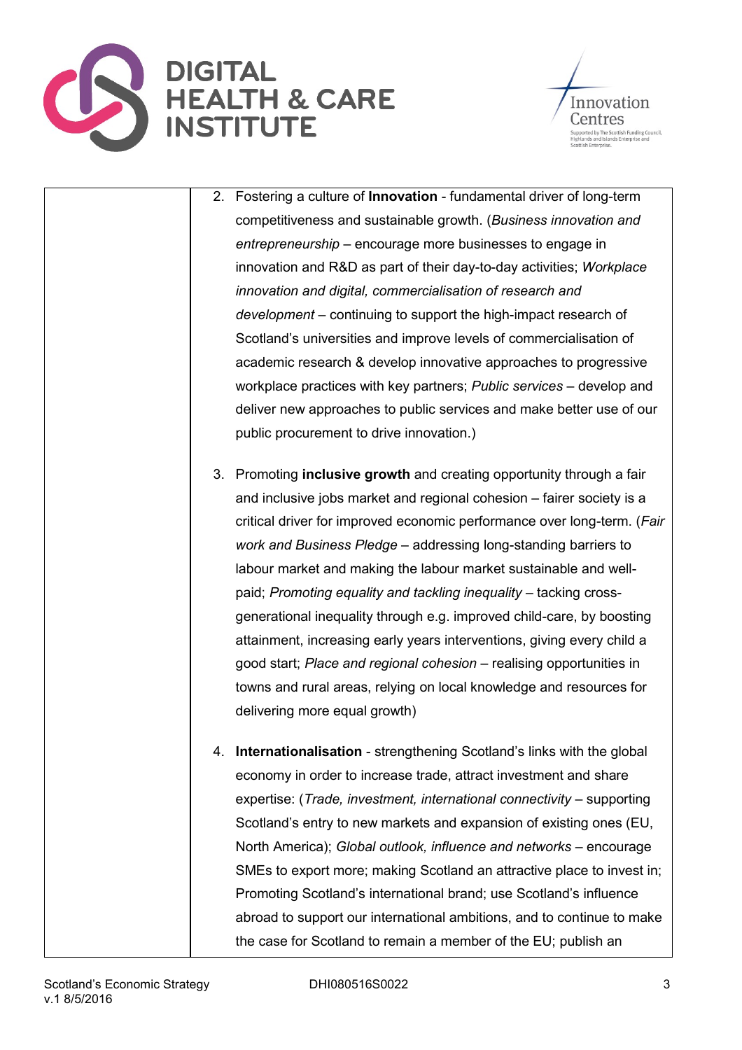| | |
|---|---|
| | 2. Fostering a culture of **Innovation** - fundamental driver of long-term competitiveness and sustainable growth. (*Business innovation and entrepreneurship* – encourage more businesses to engage in innovation and R&D as part of their day-to-day activities; *Workplace innovation and digital, commercialisation of research and development* – continuing to support the high-impact research of Scotland's universities and improve levels of commercialisation of academic research & develop innovative approaches to progressive workplace practices with key partners; *Public services* – develop and deliver new approaches to public services and make better use of our public procurement to drive innovation.)<br><br>3. Promoting **inclusive growth** and creating opportunity through a fair and inclusive jobs market and regional cohesion – fairer society is a critical driver for improved economic performance over long-term. (*Fair work and Business Pledge* – addressing long-standing barriers to labour market and making the labour market sustainable and well-paid; *Promoting equality and tackling inequality* – tacking cross-generational inequality through e.g. improved child-care, by boosting attainment, increasing early years interventions, giving every child a good start; *Place and regional cohesion* – realising opportunities in towns and rural areas, relying on local knowledge and resources for delivering more equal growth)<br><br>4. **Internationalisation** - strengthening Scotland's links with the global economy in order to increase trade, attract investment and share expertise: (*Trade, investment, international connectivity* – supporting Scotland's entry to new markets and expansion of existing ones (EU, North America); *Global outlook, influence and networks* – encourage SMEs to export more; making Scotland an attractive place to invest in; Promoting Scotland's international brand; use Scotland's influence abroad to support our international ambitions, and to continue to make the case for Scotland to remain a member of the EU; publish an |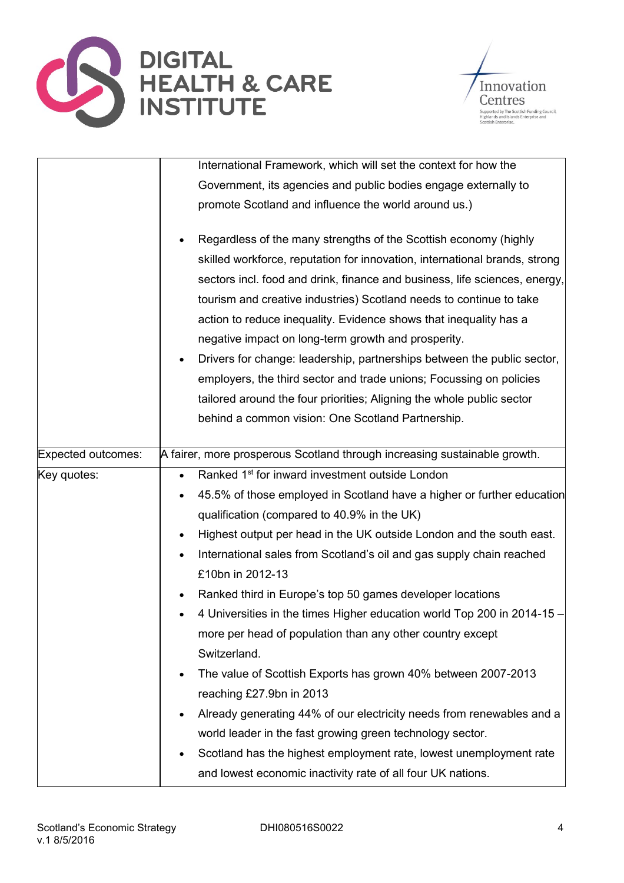| | |
|---|---|
| | International Framework, which will set the context for how the Government, its agencies and public bodies engage externally to promote Scotland and influence the world around us.)<br><br>• Regardless of the many strengths of the Scottish economy (highly skilled workforce, reputation for innovation, international brands, strong sectors incl. food and drink, finance and business, life sciences, energy, tourism and creative industries) Scotland needs to continue to take action to reduce inequality. Evidence shows that inequality has a negative impact on long-term growth and prosperity.<br>• Drivers for change: leadership, partnerships between the public sector, employers, the third sector and trade unions; Focussing on policies tailored around the four priorities; Aligning the whole public sector behind a common vision: One Scotland Partnership. |
| Expected outcomes: | A fairer, more prosperous Scotland through increasing sustainable growth. |
| Key quotes: | • Ranked 1st for inward investment outside London<br>• 45.5% of those employed in Scotland have a higher or further education qualification (compared to 40.9% in the UK)<br>• Highest output per head in the UK outside London and the south east.<br>• International sales from Scotland's oil and gas supply chain reached £10bn in 2012-13<br>• Ranked third in Europe's top 50 games developer locations<br>• 4 Universities in the times Higher education world Top 200 in 2014-15 – more per head of population than any other country except Switzerland.<br>• The value of Scottish Exports has grown 40% between 2007-2013 reaching £27.9bn in 2013<br>• Already generating 44% of our electricity needs from renewables and a world leader in the fast growing green technology sector.<br>• Scotland has the highest employment rate, lowest unemployment rate and lowest economic inactivity rate of all four UK nations. |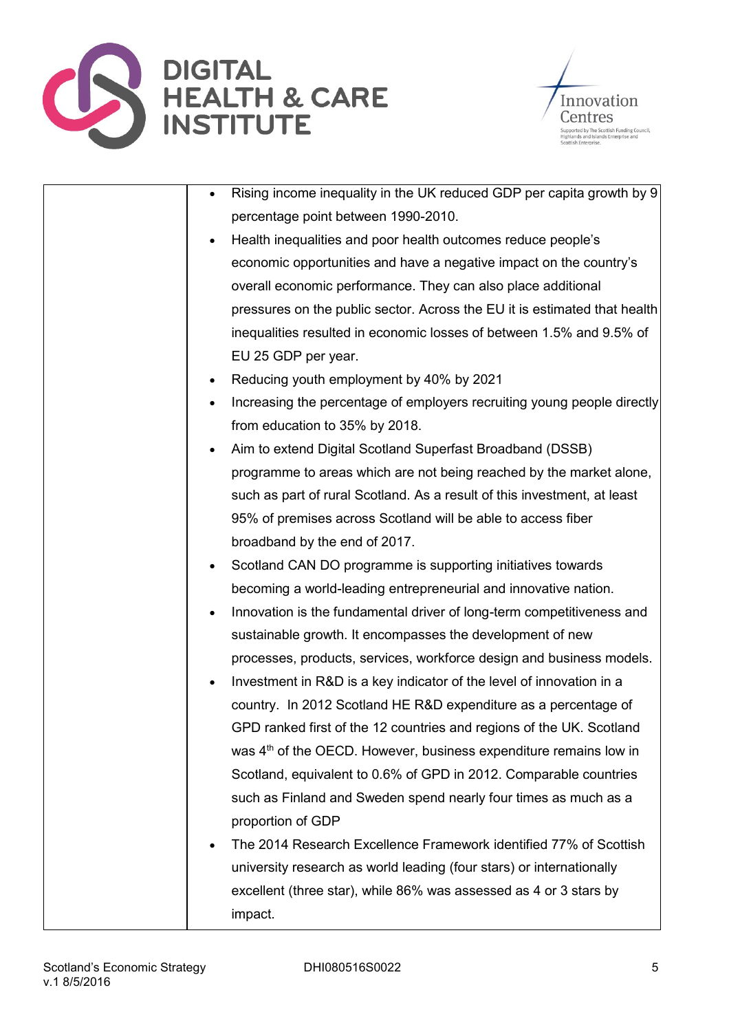| | |
|---|---|
| | • Rising income inequality in the UK reduced GDP per capita growth by 9 percentage point between 1990-2010.<br>• Health inequalities and poor health outcomes reduce people's economic opportunities and have a negative impact on the country's overall economic performance. They can also place additional pressures on the public sector. Across the EU it is estimated that health inequalities resulted in economic losses of between 1.5% and 9.5% of EU 25 GDP per year.<br>• Reducing youth employment by 40% by 2021<br>• Increasing the percentage of employers recruiting young people directly from education to 35% by 2018.<br>• Aim to extend Digital Scotland Superfast Broadband (DSSB) programme to areas which are not being reached by the market alone, such as part of rural Scotland. As a result of this investment, at least 95% of premises across Scotland will be able to access fiber broadband by the end of 2017.<br>• Scotland CAN DO programme is supporting initiatives towards becoming a world-leading entrepreneurial and innovative nation.<br>• Innovation is the fundamental driver of long-term competitiveness and sustainable growth. It encompasses the development of new processes, products, services, workforce design and business models.<br>• Investment in R&D is a key indicator of the level of innovation in a country. In 2012 Scotland HE R&D expenditure as a percentage of GPD ranked first of the 12 countries and regions of the UK. Scotland was 4th of the OECD. However, business expenditure remains low in Scotland, equivalent to 0.6% of GPD in 2012. Comparable countries such as Finland and Sweden spend nearly four times as much as a proportion of GDP<br>• The 2014 Research Excellence Framework identified 77% of Scottish university research as world leading (four stars) or internationally excellent (three star), while 86% was assessed as 4 or 3 stars by impact. |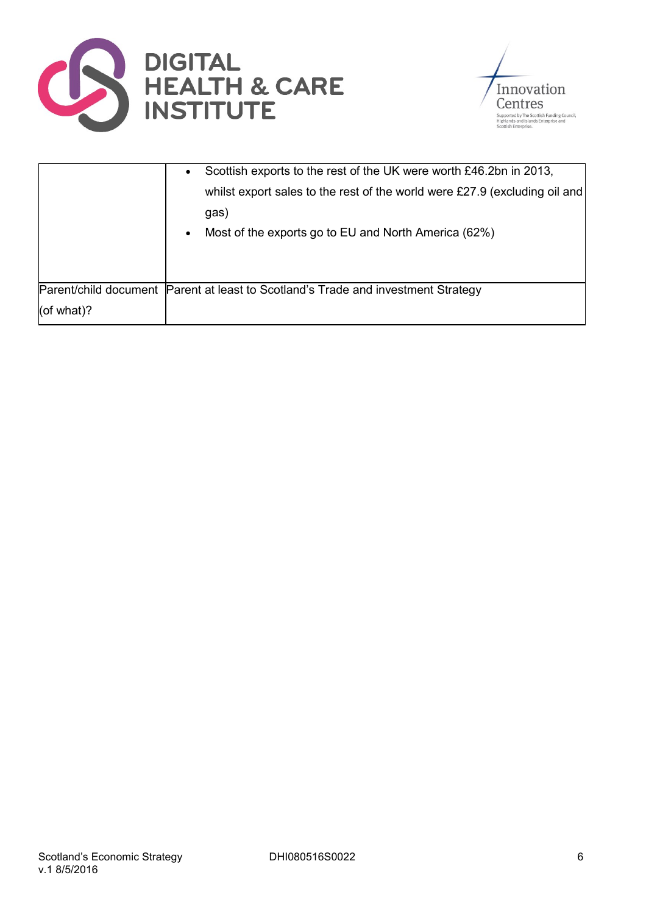| | |
|---|---|
| | • Scottish exports to the rest of the UK were worth £46.2bn in 2013, whilst export sales to the rest of the world were £27.9 (excluding oil and gas)<br>• Most of the exports go to EU and North America (62%) |
| Parent/child document (of what)? | Parent at least to Scotland's Trade and investment Strategy |